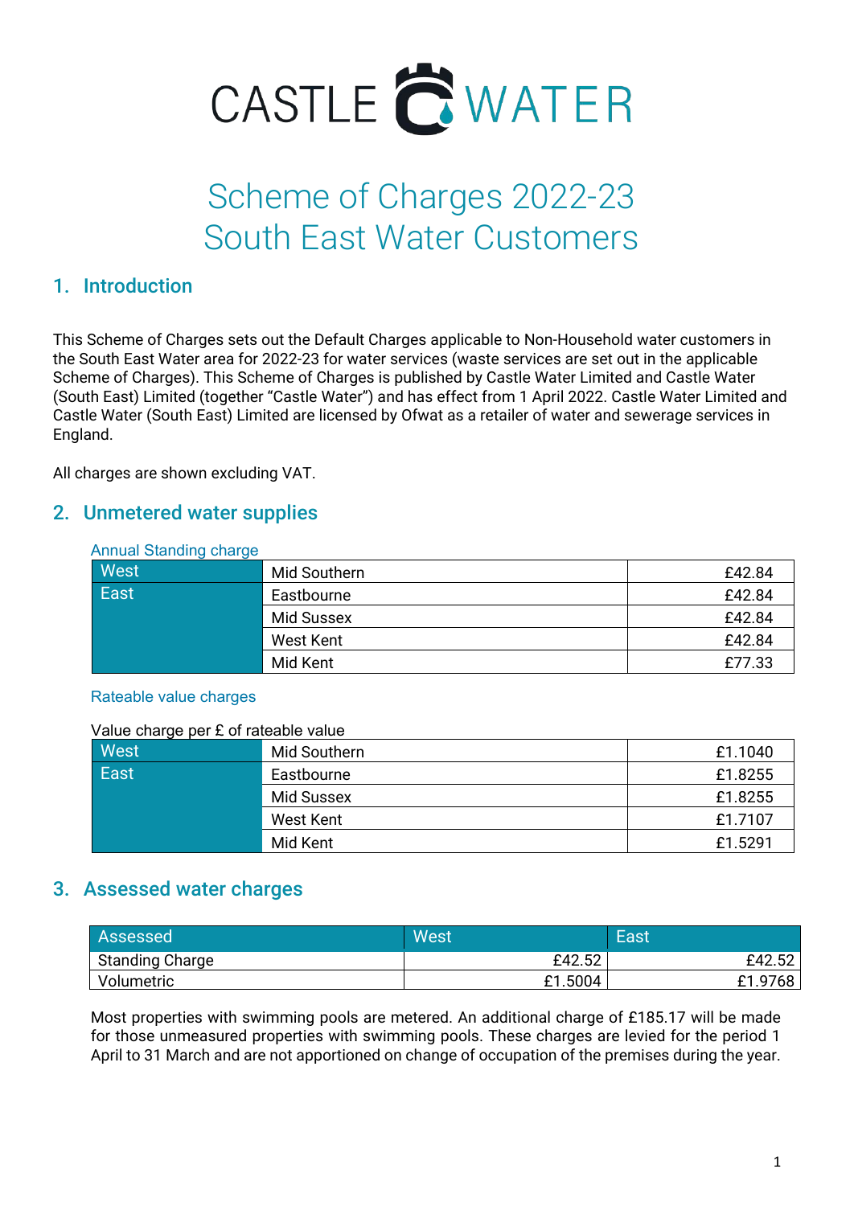# CASTLE WATER

# Scheme of Charges 2022-23
# South East Water Customers

## 1. Introduction

This Scheme of Charges sets out the Default Charges applicable to Non-Household water customers in the South East Water area for 2022-23 for water services (waste services are set out in the applicable Scheme of Charges). This Scheme of Charges is published by Castle Water Limited and Castle Water (South East) Limited (together "Castle Water") and has effect from 1 April 2022. Castle Water Limited and Castle Water (South East) Limited are licensed by Ofwat as a retailer of water and sewerage services in England.

All charges are shown excluding VAT.

## 2. Unmetered water supplies

### Annual Standing charge

| | | |
|---|---|---|
| West | Mid Southern | £42.84 |
| East | Eastbourne | £42.84 |
| | Mid Sussex | £42.84 |
| | West Kent | £42.84 |
| | Mid Kent | £77.33 |

### Rateable value charges

Value charge per £ of rateable value

| | | |
|---|---|---|
| West | Mid Southern | £1.1040 |
| East | Eastbourne | £1.8255 |
| | Mid Sussex | £1.8255 |
| | West Kent | £1.7107 |
| | Mid Kent | £1.5291 |

## 3. Assessed water charges

| Assessed | West | East |
|---|---|---|
| Standing Charge | £42.52 | £42.52 |
| Volumetric | £1.5004 | £1.9768 |

Most properties with swimming pools are metered. An additional charge of £185.17 will be made for those unmeasured properties with swimming pools. These charges are levied for the period 1 April to 31 March and are not apportioned on change of occupation of the premises during the year.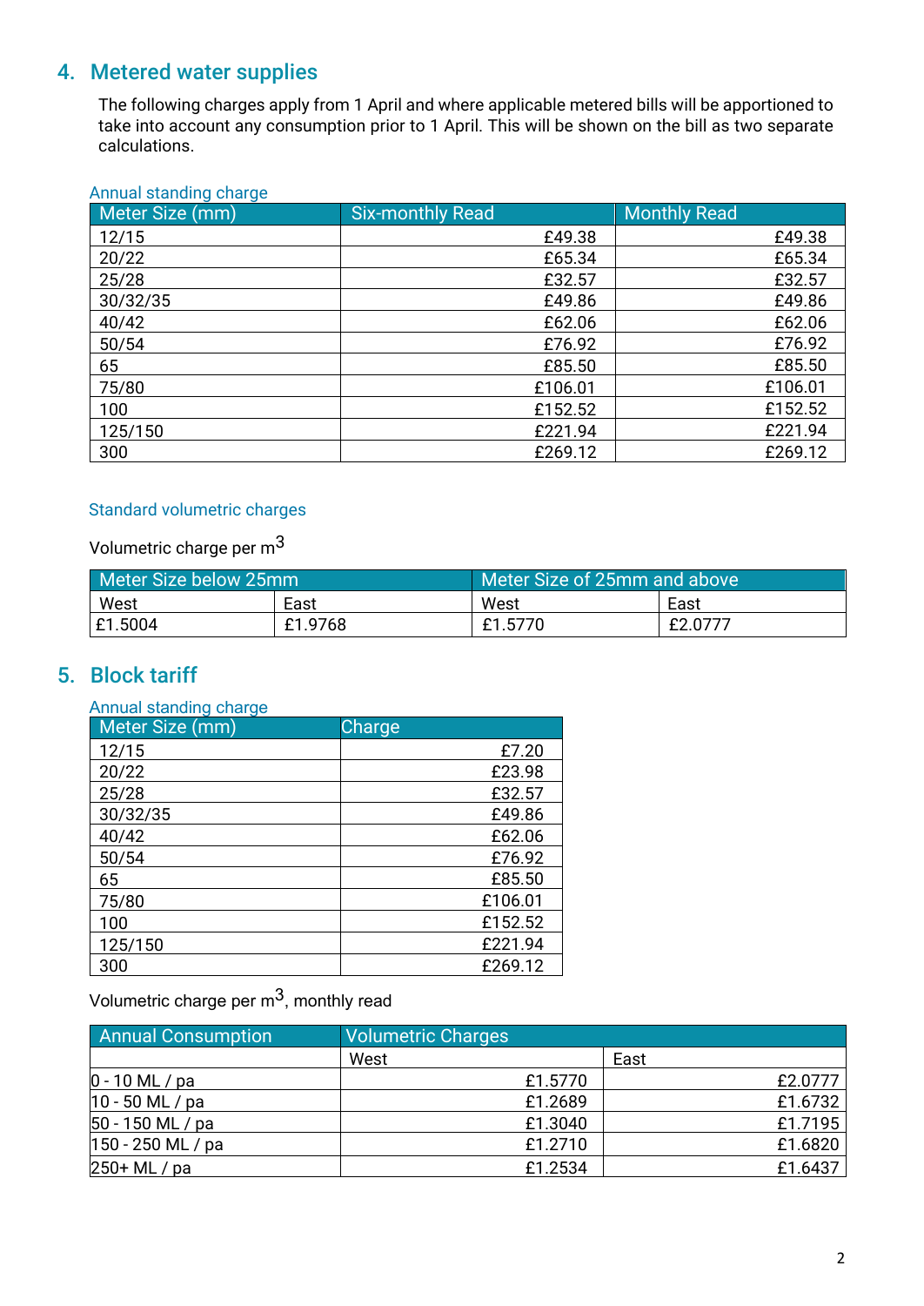## 4. Metered water supplies

The following charges apply from 1 April and where applicable metered bills will be apportioned to take into account any consumption prior to 1 April. This will be shown on the bill as two separate calculations.

### Annual standing charge

| Meter Size (mm) | Six-monthly Read | Monthly Read |
|---|---|---|
| 12/15 | £49.38 | £49.38 |
| 20/22 | £65.34 | £65.34 |
| 25/28 | £32.57 | £32.57 |
| 30/32/35 | £49.86 | £49.86 |
| 40/42 | £62.06 | £62.06 |
| 50/54 | £76.92 | £76.92 |
| 65 | £85.50 | £85.50 |
| 75/80 | £106.01 | £106.01 |
| 100 | £152.52 | £152.52 |
| 125/150 | £221.94 | £221.94 |
| 300 | £269.12 | £269.12 |

### Standard volumetric charges

Volumetric charge per $m^3$

| Meter Size below 25mm | | Meter Size of 25mm and above | |
|---|---|---|---|
| West | East | West | East |
| £1.5004 | £1.9768 | £1.5770 | £2.0777 |

## 5. Block tariff

### Annual standing charge

| Meter Size (mm) | Charge |
|---|---|
| 12/15 | £7.20 |
| 20/22 | £23.98 |
| 25/28 | £32.57 |
| 30/32/35 | £49.86 |
| 40/42 | £62.06 |
| 50/54 | £76.92 |
| 65 | £85.50 |
| 75/80 | £106.01 |
| 100 | £152.52 |
| 125/150 | £221.94 |
| 300 | £269.12 |

Volumetric charge per $m^3$, monthly read

| Annual Consumption | Volumetric Charges | |
|---|---|---|
| | West | East |
| 0 - 10 ML / pa | £1.5770 | £2.0777 |
| 10 - 50 ML / pa | £1.2689 | £1.6732 |
| 50 - 150 ML / pa | £1.3040 | £1.7195 |
| 150 - 250 ML / pa | £1.2710 | £1.6820 |
| 250+ ML / pa | £1.2534 | £1.6437 |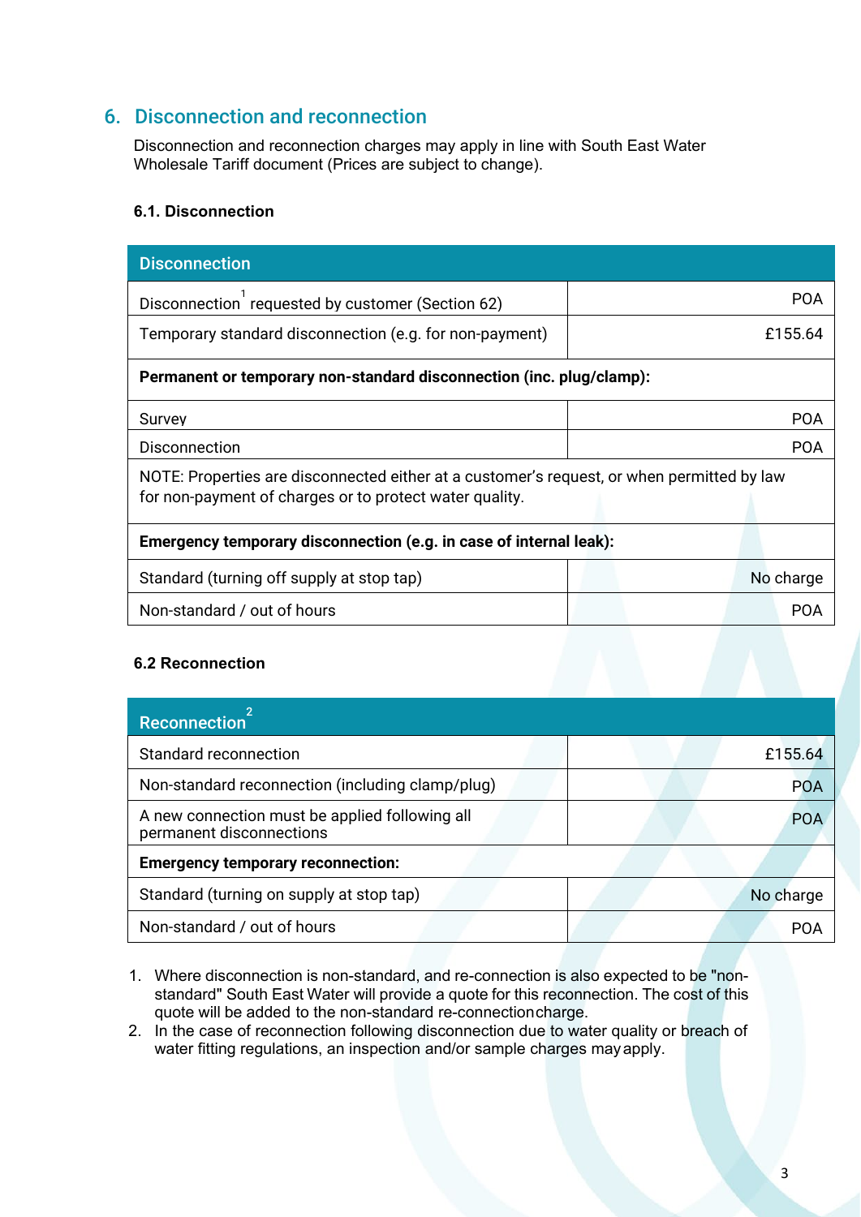## 6. Disconnection and reconnection

Disconnection and reconnection charges may apply in line with South East Water Wholesale Tariff document (Prices are subject to change).

### 6.1. Disconnection

| Disconnection | |
|---|---|
| Disconnection[1] requested by customer (Section 62) | POA |
| Temporary standard disconnection (e.g. for non-payment) | £155.64 |
| **Permanent or temporary non-standard disconnection (inc. plug/clamp):** | |
| Survey | POA |
| Disconnection | POA |
| NOTE: Properties are disconnected either at a customer's request, or when permitted by law for non-payment of charges or to protect water quality. | |
| **Emergency temporary disconnection (e.g. in case of internal leak):** | |
| Standard (turning off supply at stop tap) | No charge |
| Non-standard / out of hours | POA |

### 6.2 Reconnection

| Reconnection[2] | |
|---|---|
| Standard reconnection | £155.64 |
| Non-standard reconnection (including clamp/plug) | POA |
| A new connection must be applied following all permanent disconnections | POA |
| **Emergency temporary reconnection:** | |
| Standard (turning on supply at stop tap) | No charge |
| Non-standard / out of hours | POA |

1. Where disconnection is non-standard, and re-connection is also expected to be "non-standard" South East Water will provide a quote for this reconnection. The cost of this quote will be added to the non-standard re-connection charge.
2. In the case of reconnection following disconnection due to water quality or breach of water fitting regulations, an inspection and/or sample charges may apply.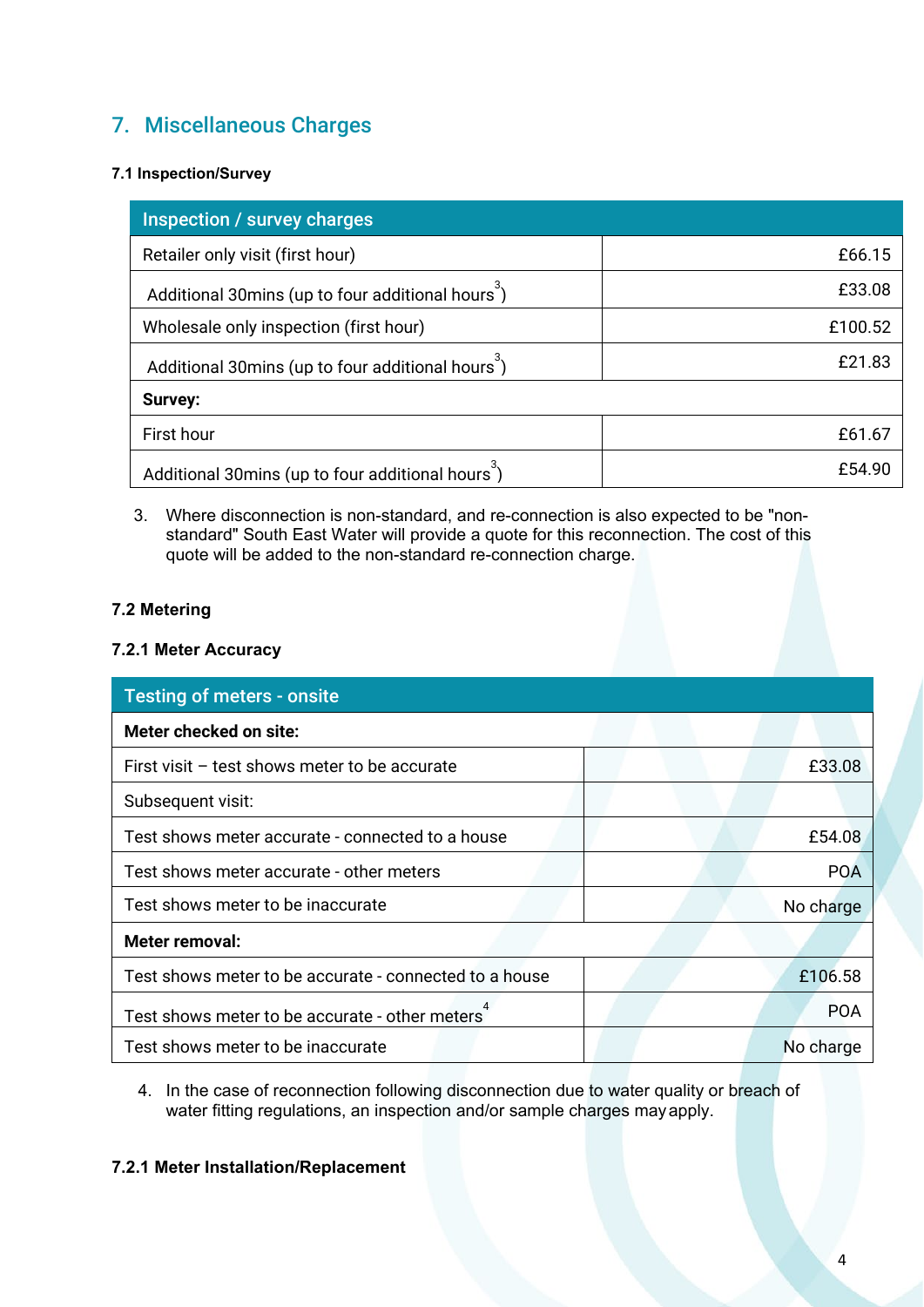## 7. Miscellaneous Charges

### 7.1 Inspection/Survey

| Inspection / survey charges | |
|---|---|
| Retailer only visit (first hour) | £66.15 |
| Additional 30mins (up to four additional hours[3]) | £33.08 |
| Wholesale only inspection (first hour) | £100.52 |
| Additional 30mins (up to four additional hours[3]) | £21.83 |
| **Survey:** | |
| First hour | £61.67 |
| Additional 30mins (up to four additional hours[3]) | £54.90 |

3. Where disconnection is non-standard, and re-connection is also expected to be "non-standard" South East Water will provide a quote for this reconnection. The cost of this quote will be added to the non-standard re-connection charge.

### 7.2 Metering

#### 7.2.1 Meter Accuracy

| Testing of meters - onsite | |
|---|---|
| **Meter checked on site:** | |
| First visit – test shows meter to be accurate | £33.08 |
| Subsequent visit: | |
| Test shows meter accurate - connected to a house | £54.08 |
| Test shows meter accurate - other meters | POA |
| Test shows meter to be inaccurate | No charge |
| **Meter removal:** | |
| Test shows meter to be accurate - connected to a house | £106.58 |
| Test shows meter to be accurate - other meters[4] | POA |
| Test shows meter to be inaccurate | No charge |

4. In the case of reconnection following disconnection due to water quality or breach of water fitting regulations, an inspection and/or sample charges may apply.

#### 7.2.1 Meter Installation/Replacement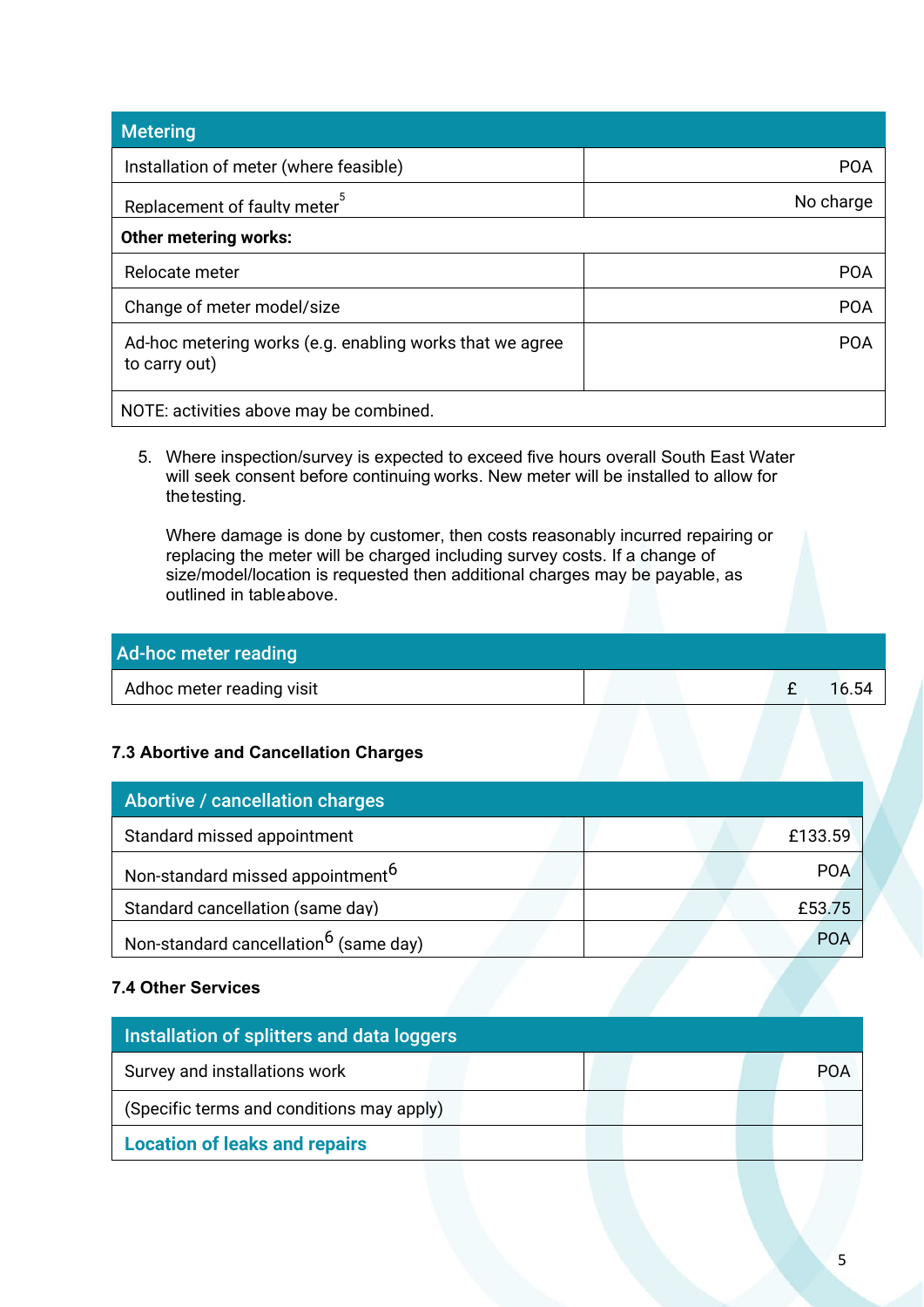| Metering | |
|---|---|
| Installation of meter (where feasible) | POA |
| Replacement of faulty meter[5] | No charge |
| **Other metering works:** | |
| Relocate meter | POA |
| Change of meter model/size | POA |
| Ad-hoc metering works (e.g. enabling works that we agree to carry out) | POA |
| NOTE: activities above may be combined. | |

5. Where inspection/survey is expected to exceed five hours overall South East Water will seek consent before continuing works. New meter will be installed to allow for thetesting.

   Where damage is done by customer, then costs reasonably incurred repairing or replacing the meter will be charged including survey costs. If a change of size/model/location is requested then additional charges may be payable, as outlined in tableabove.

| Ad-hoc meter reading | |
|---|---|
| Adhoc meter reading visit | £ 16.54 |

### 7.3 Abortive and Cancellation Charges

| Abortive / cancellation charges | |
|---|---|
| Standard missed appointment | £133.59 |
| Non-standard missed appointment[6] | POA |
| Standard cancellation (same day) | £53.75 |
| Non-standard cancellation[6] (same day) | POA |

### 7.4 Other Services

| Installation of splitters and data loggers | |
|---|---|
| Survey and installations work | POA |
| (Specific terms and conditions may apply) | |
| **Location of leaks and repairs** | |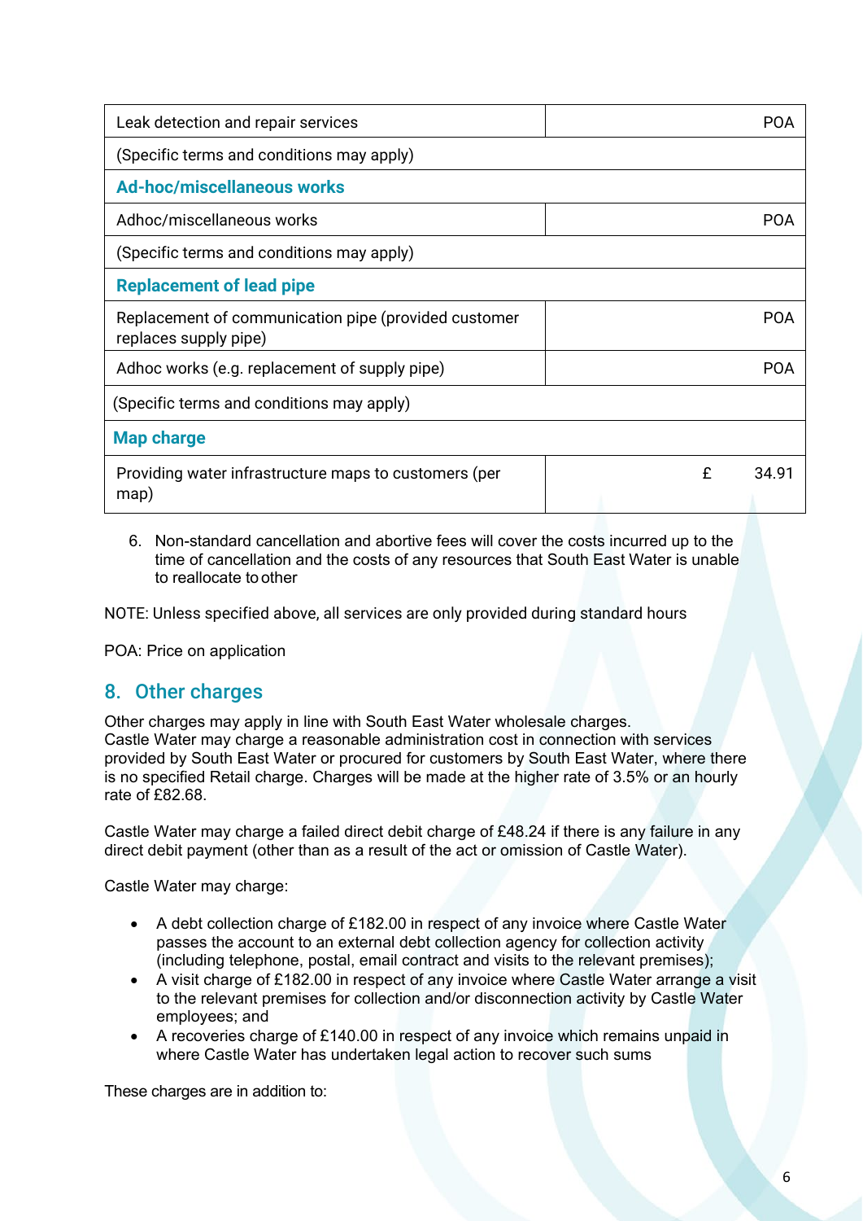| | |
|---|---|
| Leak detection and repair services | POA |
| (Specific terms and conditions may apply) | |
| **Ad-hoc/miscellaneous works** | |
| Adhoc/miscellaneous works | POA |
| (Specific terms and conditions may apply) | |
| **Replacement of lead pipe** | |
| Replacement of communication pipe (provided customer replaces supply pipe) | POA |
| Adhoc works (e.g. replacement of supply pipe) | POA |
| (Specific terms and conditions may apply) | |
| **Map charge** | |
| Providing water infrastructure maps to customers (per map) | £ 34.91 |

6. Non-standard cancellation and abortive fees will cover the costs incurred up to the time of cancellation and the costs of any resources that South East Water is unable to reallocate to other

NOTE: Unless specified above, all services are only provided during standard hours

POA: Price on application

## 8. Other charges

Other charges may apply in line with South East Water wholesale charges.
Castle Water may charge a reasonable administration cost in connection with services provided by South East Water or procured for customers by South East Water, where there is no specified Retail charge. Charges will be made at the higher rate of 3.5% or an hourly rate of £82.68.

Castle Water may charge a failed direct debit charge of £48.24 if there is any failure in any direct debit payment (other than as a result of the act or omission of Castle Water).

Castle Water may charge:

- A debt collection charge of £182.00 in respect of any invoice where Castle Water passes the account to an external debt collection agency for collection activity (including telephone, postal, email contract and visits to the relevant premises);
- A visit charge of £182.00 in respect of any invoice where Castle Water arrange a visit to the relevant premises for collection and/or disconnection activity by Castle Water employees; and
- A recoveries charge of £140.00 in respect of any invoice which remains unpaid in where Castle Water has undertaken legal action to recover such sums

These charges are in addition to: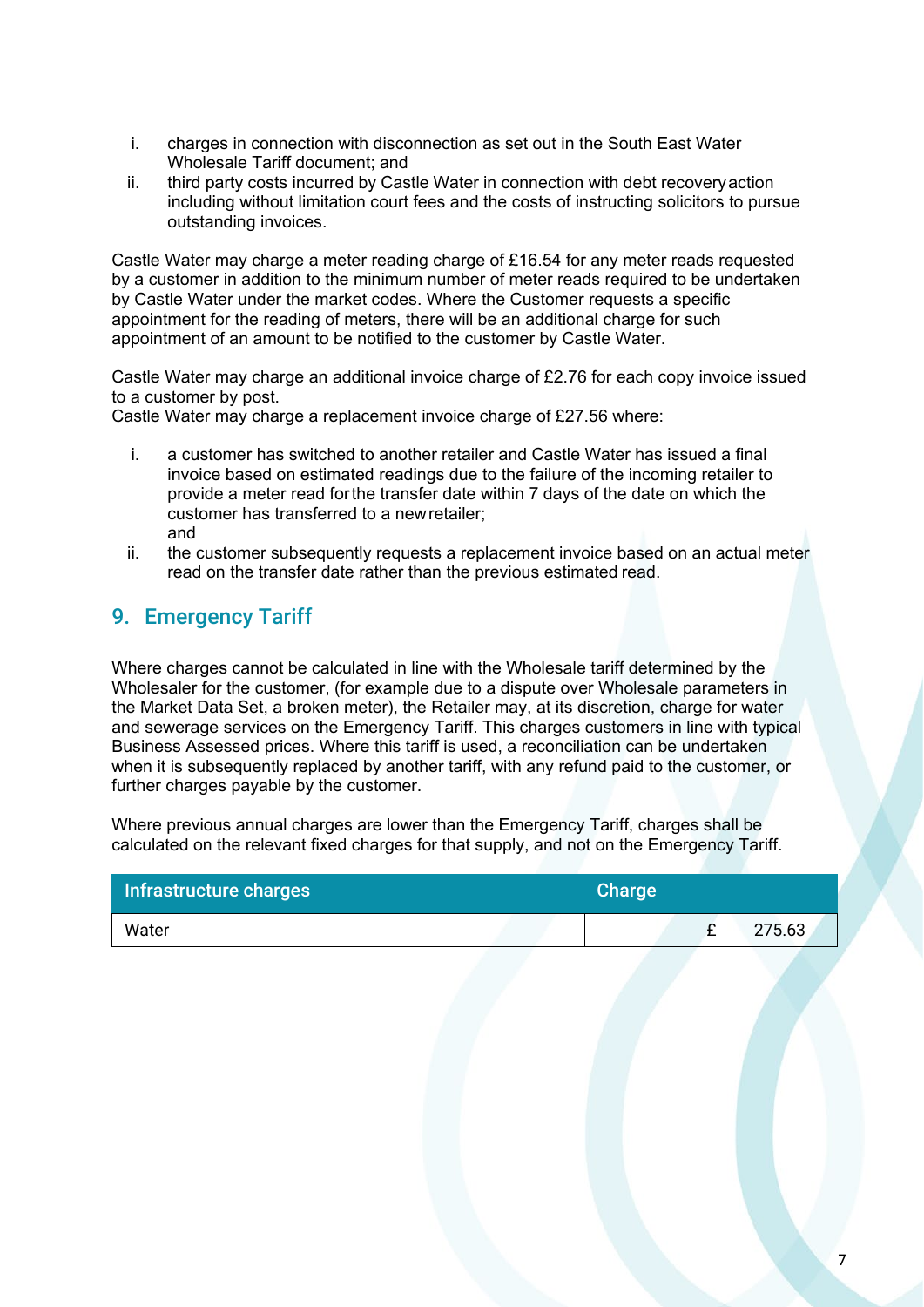i. charges in connection with disconnection as set out in the South East Water Wholesale Tariff document; and
ii. third party costs incurred by Castle Water in connection with debt recovery action including without limitation court fees and the costs of instructing solicitors to pursue outstanding invoices.

Castle Water may charge a meter reading charge of £16.54 for any meter reads requested by a customer in addition to the minimum number of meter reads required to be undertaken by Castle Water under the market codes. Where the Customer requests a specific appointment for the reading of meters, there will be an additional charge for such appointment of an amount to be notified to the customer by Castle Water.

Castle Water may charge an additional invoice charge of £2.76 for each copy invoice issued to a customer by post.
Castle Water may charge a replacement invoice charge of £27.56 where:

i. a customer has switched to another retailer and Castle Water has issued a final invoice based on estimated readings due to the failure of the incoming retailer to provide a meter read for the transfer date within 7 days of the date on which the customer has transferred to a new retailer;
and
ii. the customer subsequently requests a replacement invoice based on an actual meter read on the transfer date rather than the previous estimated read.

## 9. Emergency Tariff

Where charges cannot be calculated in line with the Wholesale tariff determined by the Wholesaler for the customer, (for example due to a dispute over Wholesale parameters in the Market Data Set, a broken meter), the Retailer may, at its discretion, charge for water and sewerage services on the Emergency Tariff. This charges customers in line with typical Business Assessed prices. Where this tariff is used, a reconciliation can be undertaken when it is subsequently replaced by another tariff, with any refund paid to the customer, or further charges payable by the customer.

Where previous annual charges are lower than the Emergency Tariff, charges shall be calculated on the relevant fixed charges for that supply, and not on the Emergency Tariff.

| Infrastructure charges | Charge |
|---|---|
| Water | £ 275.63 |